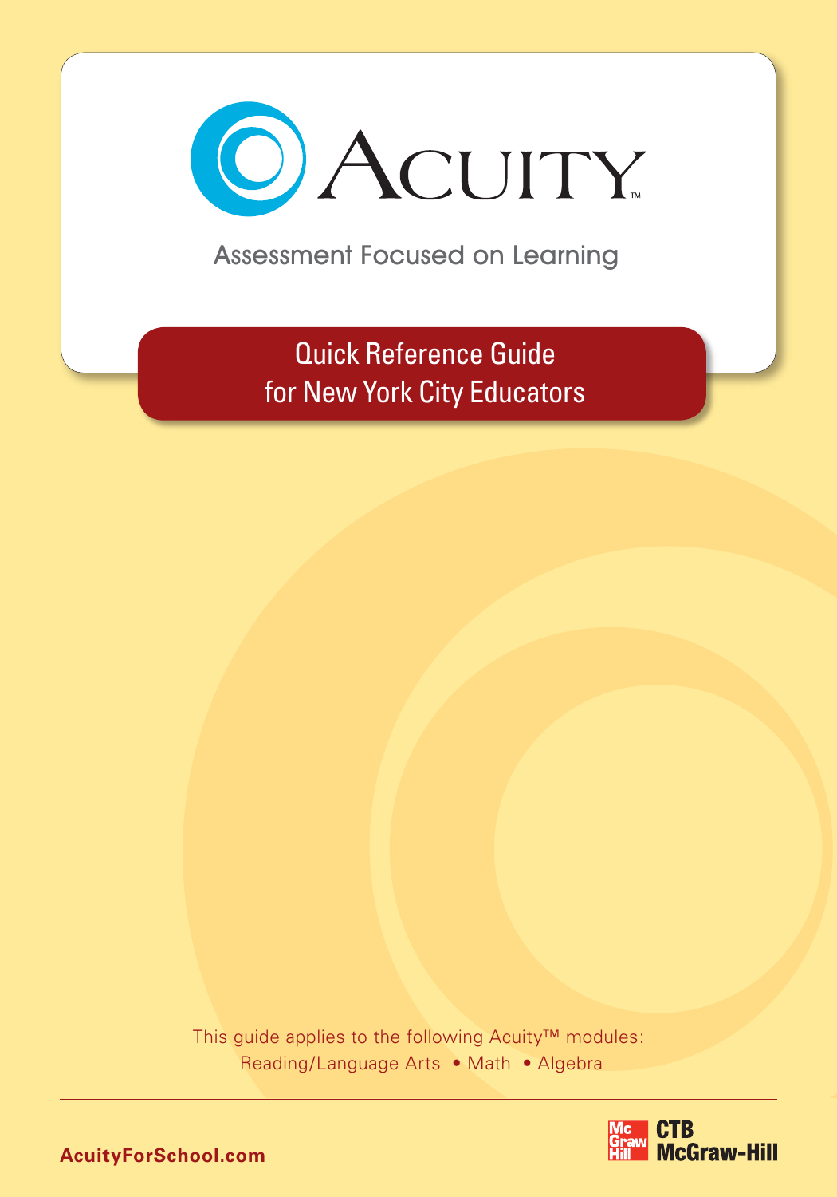# ACUITY™

Assessment Focused on Learning

## Quick Reference Guide for New York City Educators

This guide applies to the following Acuity™ modules:
Reading/Language Arts • Math • Algebra

**AcuityForSchool.com**

**CTB McGraw-Hill**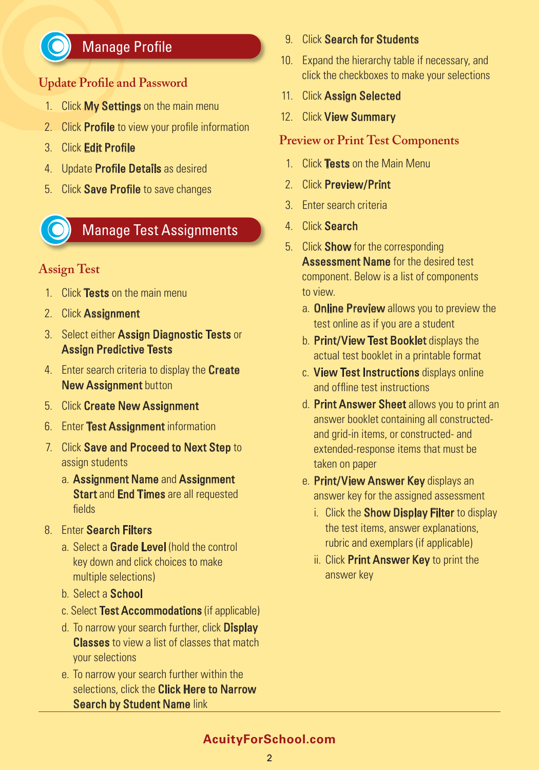## Manage Profile

### Update Profile and Password

1. Click **My Settings** on the main menu
2. Click **Profile** to view your profile information
3. Click **Edit Profile**
4. Update **Profile Details** as desired
5. Click **Save Profile** to save changes

## Manage Test Assignments

### Assign Test

1. Click **Tests** on the main menu
2. Click **Assignment**
3. Select either **Assign Diagnostic Tests** or **Assign Predictive Tests**
4. Enter search criteria to display the **Create New Assignment** button
5. Click **Create New Assignment**
6. Enter **Test Assignment** information
7. Click **Save and Proceed to Next Step** to assign students
   a. **Assignment Name** and **Assignment Start** and **End Times** are all requested fields
8. Enter **Search Filters**
   a. Select a **Grade Level** (hold the control key down and click choices to make multiple selections)
   b. Select a **School**
   c. Select **Test Accommodations** (if applicable)
   d. To narrow your search further, click **Display Classes** to view a list of classes that match your selections
   e. To narrow your search further within the selections, click the **Click Here to Narrow Search by Student Name** link
9. Click **Search for Students**
10. Expand the hierarchy table if necessary, and click the checkboxes to make your selections
11. Click **Assign Selected**
12. Click **View Summary**

### Preview or Print Test Components

1. Click **Tests** on the Main Menu
2. Click **Preview/Print**
3. Enter search criteria
4. Click **Search**
5. Click **Show** for the corresponding **Assessment Name** for the desired test component. Below is a list of components to view.
   a. **Online Preview** allows you to preview the test online as if you are a student
   b. **Print/View Test Booklet** displays the actual test booklet in a printable format
   c. **View Test Instructions** displays online and offline test instructions
   d. **Print Answer Sheet** allows you to print an answer booklet containing all constructed- and grid-in items, or constructed- and extended-response items that must be taken on paper
   e. **Print/View Answer Key** displays an answer key for the assigned assessment
      i. Click the **Show Display Filter** to display the test items, answer explanations, rubric and exemplars (if applicable)
      ii. Click **Print Answer Key** to print the answer key

**AcuityForSchool.com**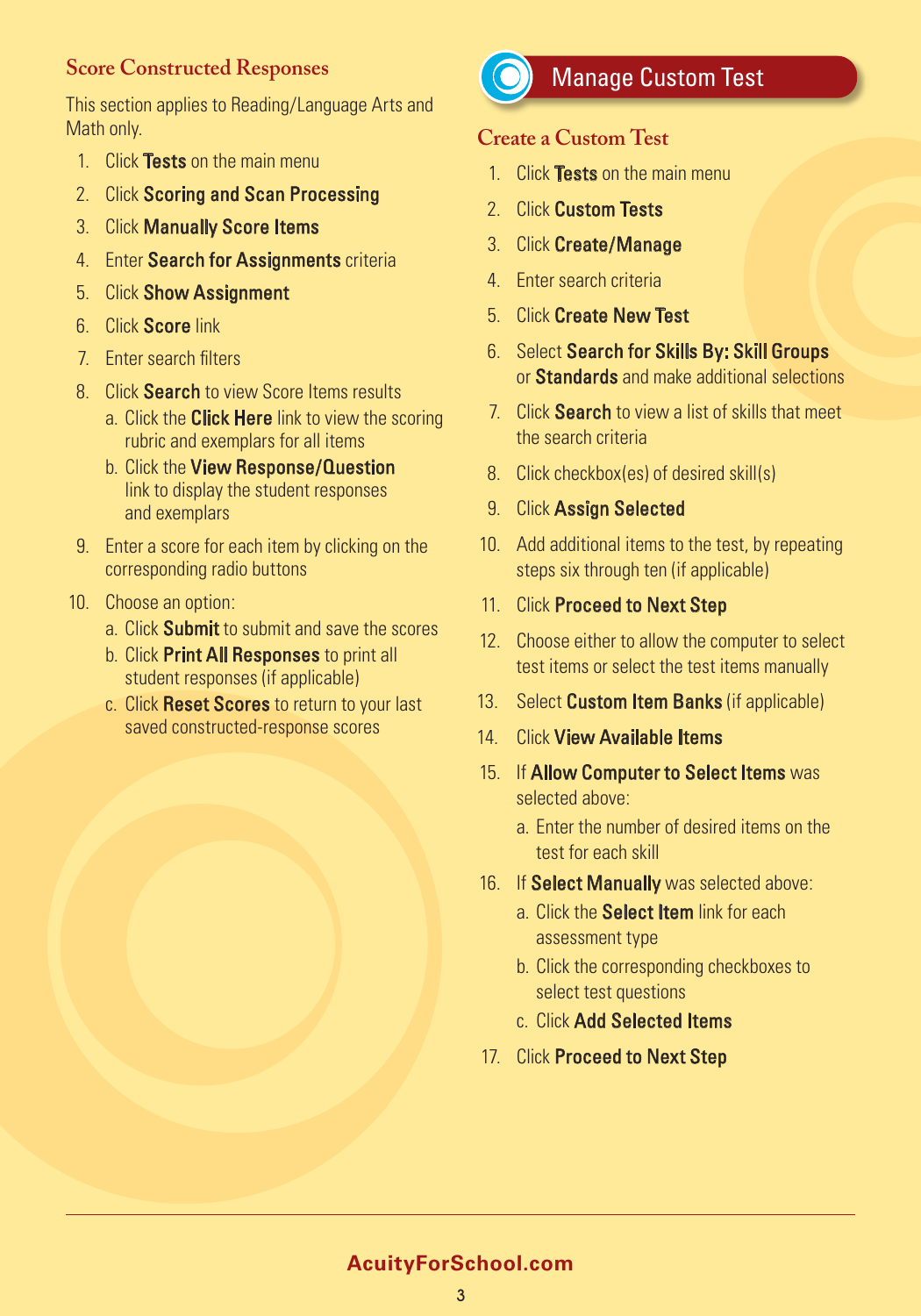## Score Constructed Responses

This section applies to Reading/Language Arts and Math only.

1. Click **Tests** on the main menu
2. Click **Scoring and Scan Processing**
3. Click **Manually Score Items**
4. Enter **Search for Assignments** criteria
5. Click **Show Assignment**
6. Click **Score** link
7. Enter search filters
8. Click **Search** to view Score Items results
   a. Click the **Click Here** link to view the scoring rubric and exemplars for all items
   b. Click the **View Response/Question** link to display the student responses and exemplars
9. Enter a score for each item by clicking on the corresponding radio buttons
10. Choose an option:
    a. Click **Submit** to submit and save the scores
    b. Click **Print All Responses** to print all student responses (if applicable)
    c. Click **Reset Scores** to return to your last saved constructed-response scores

# Manage Custom Test

## Create a Custom Test

1. Click **Tests** on the main menu
2. Click **Custom Tests**
3. Click **Create/Manage**
4. Enter search criteria
5. Click **Create New Test**
6. Select **Search for Skills By: Skill Groups** or **Standards** and make additional selections
7. Click **Search** to view a list of skills that meet the search criteria
8. Click checkbox(es) of desired skill(s)
9. Click **Assign Selected**
10. Add additional items to the test, by repeating steps six through ten (if applicable)
11. Click **Proceed to Next Step**
12. Choose either to allow the computer to select test items or select the test items manually
13. Select **Custom Item Banks** (if applicable)
14. Click **View Available Items**
15. If **Allow Computer to Select Items** was selected above:
    a. Enter the number of desired items on the test for each skill
16. If **Select Manually** was selected above:
    a. Click the **Select Item** link for each assessment type
    b. Click the corresponding checkboxes to select test questions
    c. Click **Add Selected Items**
17. Click **Proceed to Next Step**

**AcuityForSchool.com**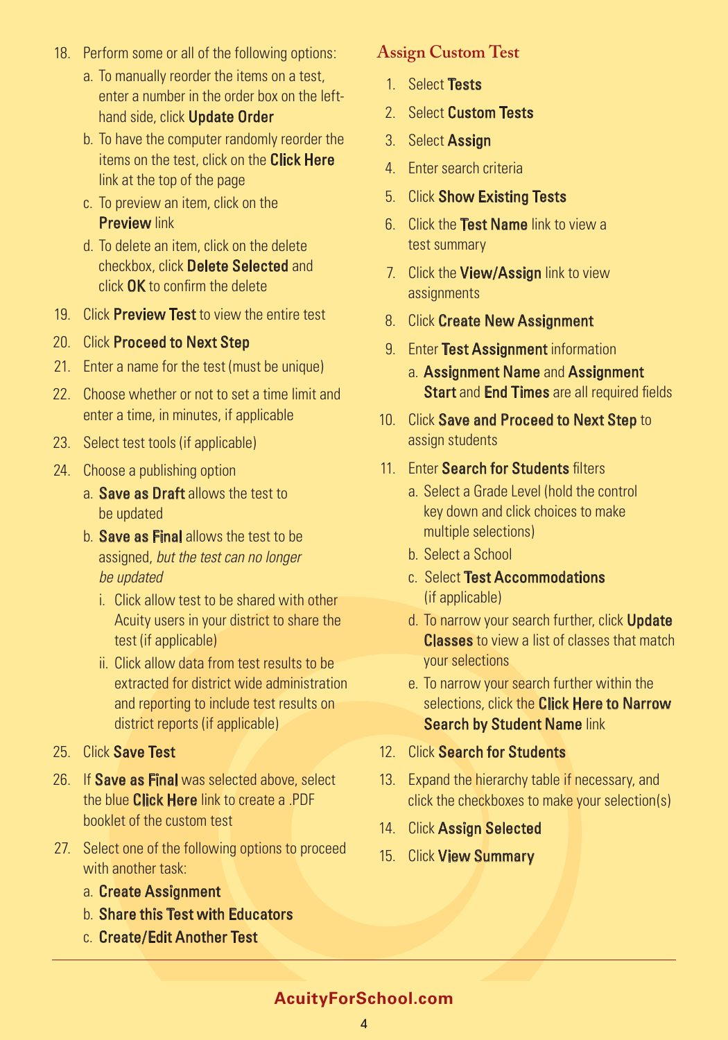18. Perform some or all of the following options:
    a. To manually reorder the items on a test, enter a number in the order box on the left-hand side, click **Update Order**
    b. To have the computer randomly reorder the items on the test, click on the **Click Here** link at the top of the page
    c. To preview an item, click on the **Preview** link
    d. To delete an item, click on the delete checkbox, click **Delete Selected** and click **OK** to confirm the delete
19. Click **Preview Test** to view the entire test
20. Click **Proceed to Next Step**
21. Enter a name for the test (must be unique)
22. Choose whether or not to set a time limit and enter a time, in minutes, if applicable
23. Select test tools (if applicable)
24. Choose a publishing option
    a. **Save as Draft** allows the test to be updated
    b. **Save as Final** allows the test to be assigned, *but the test can no longer be updated*
        i. Click allow test to be shared with other Acuity users in your district to share the test (if applicable)
        ii. Click allow data from test results to be extracted for district wide administration and reporting to include test results on district reports (if applicable)
25. Click **Save Test**
26. If **Save as Final** was selected above, select the blue **Click Here** link to create a .PDF booklet of the custom test
27. Select one of the following options to proceed with another task:
    a. **Create Assignment**
    b. **Share this Test with Educators**
    c. **Create/Edit Another Test**

## Assign Custom Test

1. Select **Tests**
2. Select **Custom Tests**
3. Select **Assign**
4. Enter search criteria
5. Click **Show Existing Tests**
6. Click the **Test Name** link to view a test summary
7. Click the **View/Assign** link to view assignments
8. Click **Create New Assignment**
9. Enter **Test Assignment** information
    a. **Assignment Name** and **Assignment Start** and **End Times** are all required fields
10. Click **Save and Proceed to Next Step** to assign students
11. Enter **Search for Students** filters
    a. Select a Grade Level (hold the control key down and click choices to make multiple selections)
    b. Select a School
    c. Select **Test Accommodations** (if applicable)
    d. To narrow your search further, click **Update Classes** to view a list of classes that match your selections
    e. To narrow your search further within the selections, click the **Click Here to Narrow Search by Student Name** link
12. Click **Search for Students**
13. Expand the hierarchy table if necessary, and click the checkboxes to make your selection(s)
14. Click **Assign Selected**
15. Click **View Summary**

**AcuityForSchool.com**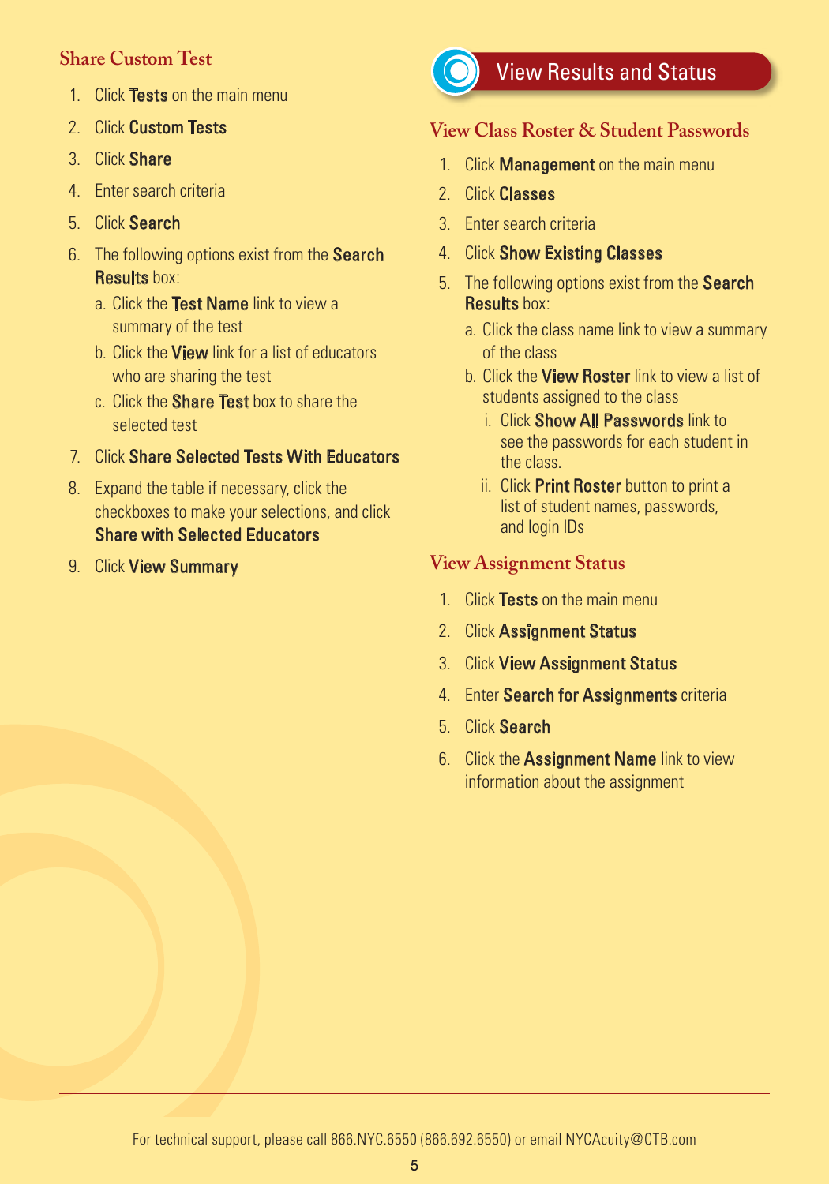## Share Custom Test

1. Click **Tests** on the main menu
2. Click **Custom Tests**
3. Click **Share**
4. Enter search criteria
5. Click **Search**
6. The following options exist from the **Search Results** box:
   a. Click the **Test Name** link to view a summary of the test
   b. Click the **View** link for a list of educators who are sharing the test
   c. Click the **Share Test** box to share the selected test
7. Click **Share Selected Tests With Educators**
8. Expand the table if necessary, click the checkboxes to make your selections, and click **Share with Selected Educators**
9. Click **View Summary**

# View Results and Status

## View Class Roster & Student Passwords

1. Click **Management** on the main menu
2. Click **Classes**
3. Enter search criteria
4. Click **Show Existing Classes**
5. The following options exist from the **Search Results** box:
   a. Click the class name link to view a summary of the class
   b. Click the **View Roster** link to view a list of students assigned to the class
      i. Click **Show All Passwords** link to see the passwords for each student in the class.
      ii. Click **Print Roster** button to print a list of student names, passwords, and login IDs

## View Assignment Status

1. Click **Tests** on the main menu
2. Click **Assignment Status**
3. Click **View Assignment Status**
4. Enter **Search for Assignments** criteria
5. Click **Search**
6. Click the **Assignment Name** link to view information about the assignment

For technical support, please call 866.NYC.6550 (866.692.6550) or email NYCAcuity@CTB.com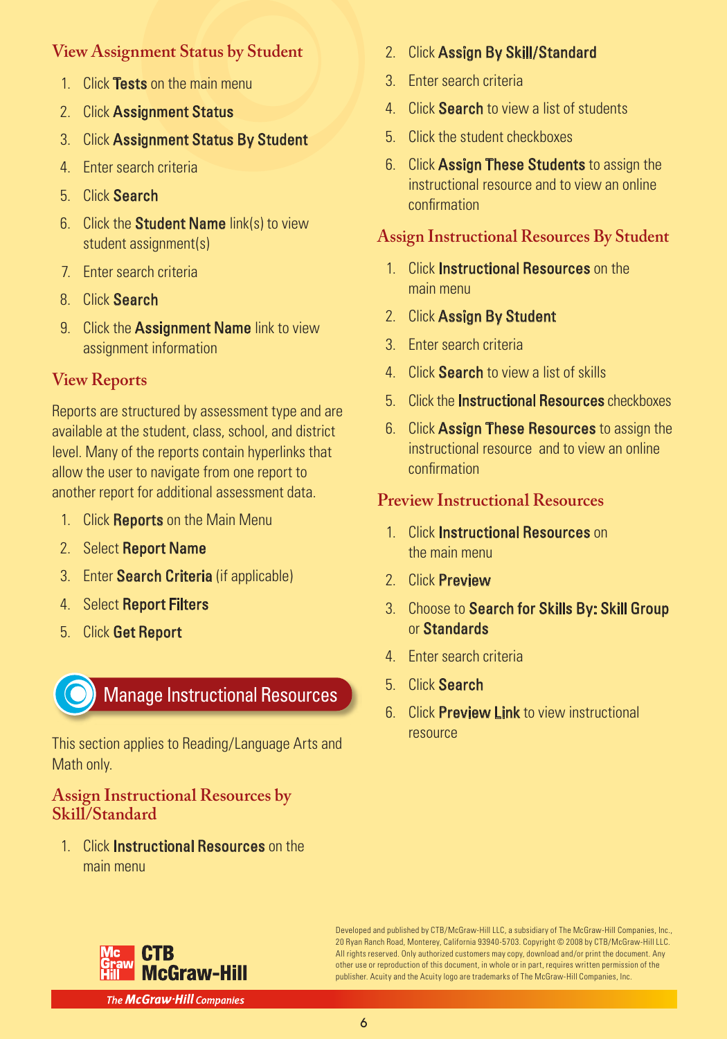## View Assignment Status by Student

1. Click **Tests** on the main menu
2. Click **Assignment Status**
3. Click **Assignment Status By Student**
4. Enter search criteria
5. Click **Search**
6. Click the **Student Name** link(s) to view student assignment(s)
7. Enter search criteria
8. Click **Search**
9. Click the **Assignment Name** link to view assignment information

## View Reports

Reports are structured by assessment type and are available at the student, class, school, and district level. Many of the reports contain hyperlinks that allow the user to navigate from one report to another report for additional assessment data.

1. Click **Reports** on the Main Menu
2. Select **Report Name**
3. Enter **Search Criteria** (if applicable)
4. Select **Report Filters**
5. Click **Get Report**

# Manage Instructional Resources

This section applies to Reading/Language Arts and Math only.

## Assign Instructional Resources by Skill/Standard

1. Click **Instructional Resources** on the main menu
2. Click **Assign By Skill/Standard**
3. Enter search criteria
4. Click **Search** to view a list of students
5. Click the student checkboxes
6. Click **Assign These Students** to assign the instructional resource and to view an online confirmation

## Assign Instructional Resources By Student

1. Click **Instructional Resources** on the main menu
2. Click **Assign By Student**
3. Enter search criteria
4. Click **Search** to view a list of skills
5. Click the **Instructional Resources** checkboxes
6. Click **Assign These Resources** to assign the instructional resource and to view an online confirmation

## Preview Instructional Resources

1. Click **Instructional Resources** on the main menu
2. Click **Preview**
3. Choose to **Search for Skills By: Skill Group** or **Standards**
4. Enter search criteria
5. Click **Search**
6. Click **Preview Link** to view instructional resource

CTB McGraw-Hill

The McGraw·Hill Companies

Developed and published by CTB/McGraw-Hill LLC, a subsidiary of The McGraw-Hill Companies, Inc., 20 Ryan Ranch Road, Monterey, California 93940-5703. Copyright © 2008 by CTB/McGraw-Hill LLC. All rights reserved. Only authorized customers may copy, download and/or print the document. Any other use or reproduction of this document, in whole or in part, requires written permission of the publisher. Acuity and the Acuity logo are trademarks of The McGraw-Hill Companies, Inc.